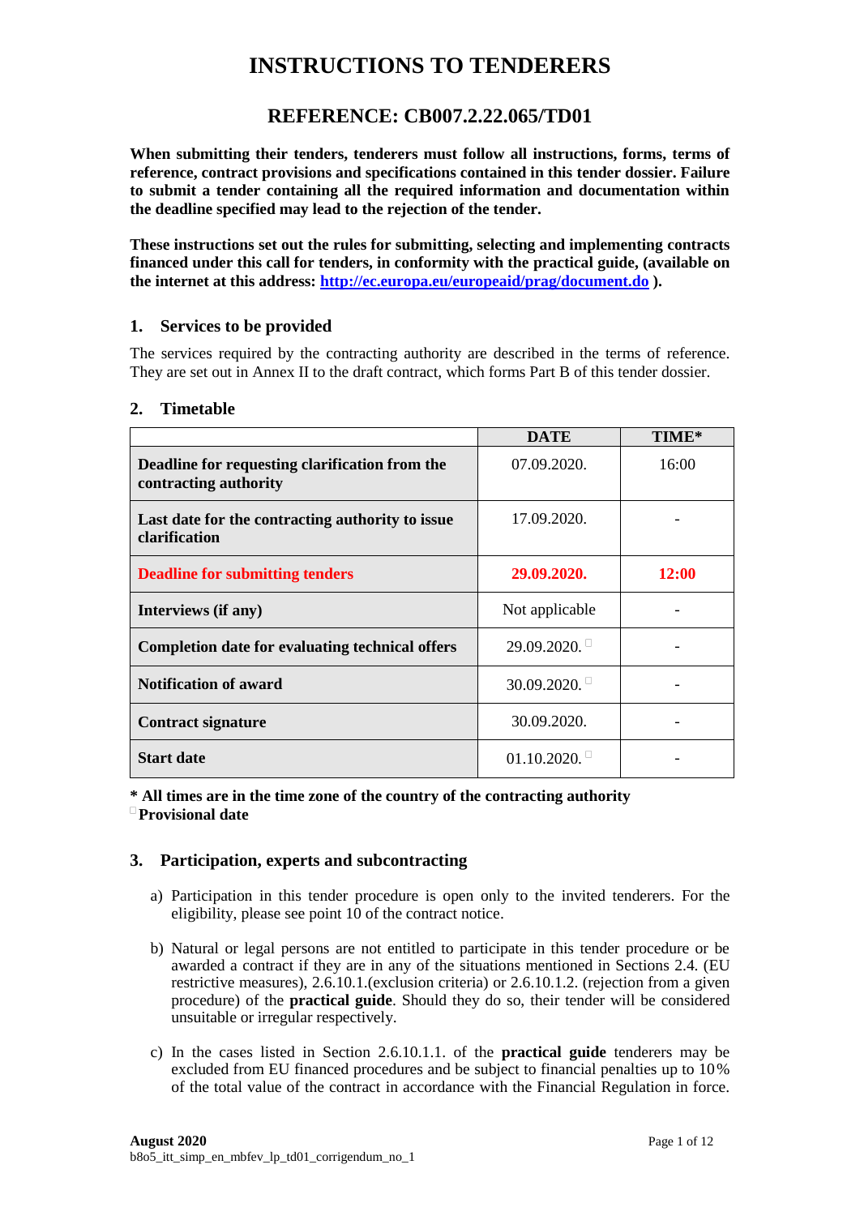# INSTRUCTIONS TO TENDERERS

## REFERENCE: CB007.2.22.065/TD01

**When submitting their tenders, tenderers must follow all instructions, forms, terms of reference, contract provisions and specifications contained in this tender dossier. Failure to submit a tender containing all the required information and documentation within the deadline specified may lead to the rejection of the tender.**

**These instructions set out the rules for submitting, selecting and implementing contracts financed under this call for tenders, in conformity with the practical guide, (available on the internet at this address: http://ec.europa.eu/europeaid/prag/document.do ).**

### 1. Services to be provided

The services required by the contracting authority are described in the terms of reference. They are set out in Annex II to the draft contract, which forms Part B of this tender dossier.

### 2. Timetable

| | DATE | TIME* |
|---|---|---|
| **Deadline for requesting clarification from the contracting authority** | 07.09.2020. | 16:00 |
| **Last date for the contracting authority to issue clarification** | 17.09.2020. | - |
| **Deadline for submitting tenders** | **29.09.2020.** | **12:00** |
| **Interviews (if any)** | Not applicable | - |
| **Completion date for evaluating technical offers** | 29.09.2020. □ | - |
| **Notification of award** | 30.09.2020. □ | - |
| **Contract signature** | 30.09.2020. | - |
| **Start date** | 01.10.2020. □ | - |

**\* All times are in the time zone of the country of the contracting authority**
□ **Provisional date**

### 3. Participation, experts and subcontracting

a) Participation in this tender procedure is open only to the invited tenderers. For the eligibility, please see point 10 of the contract notice.

b) Natural or legal persons are not entitled to participate in this tender procedure or be awarded a contract if they are in any of the situations mentioned in Sections 2.4. (EU restrictive measures), 2.6.10.1.(exclusion criteria) or 2.6.10.1.2. (rejection from a given procedure) of the **practical guide**. Should they do so, their tender will be considered unsuitable or irregular respectively.

c) In the cases listed in Section 2.6.10.1.1. of the **practical guide** tenderers may be excluded from EU financed procedures and be subject to financial penalties up to 10% of the total value of the contract in accordance with the Financial Regulation in force.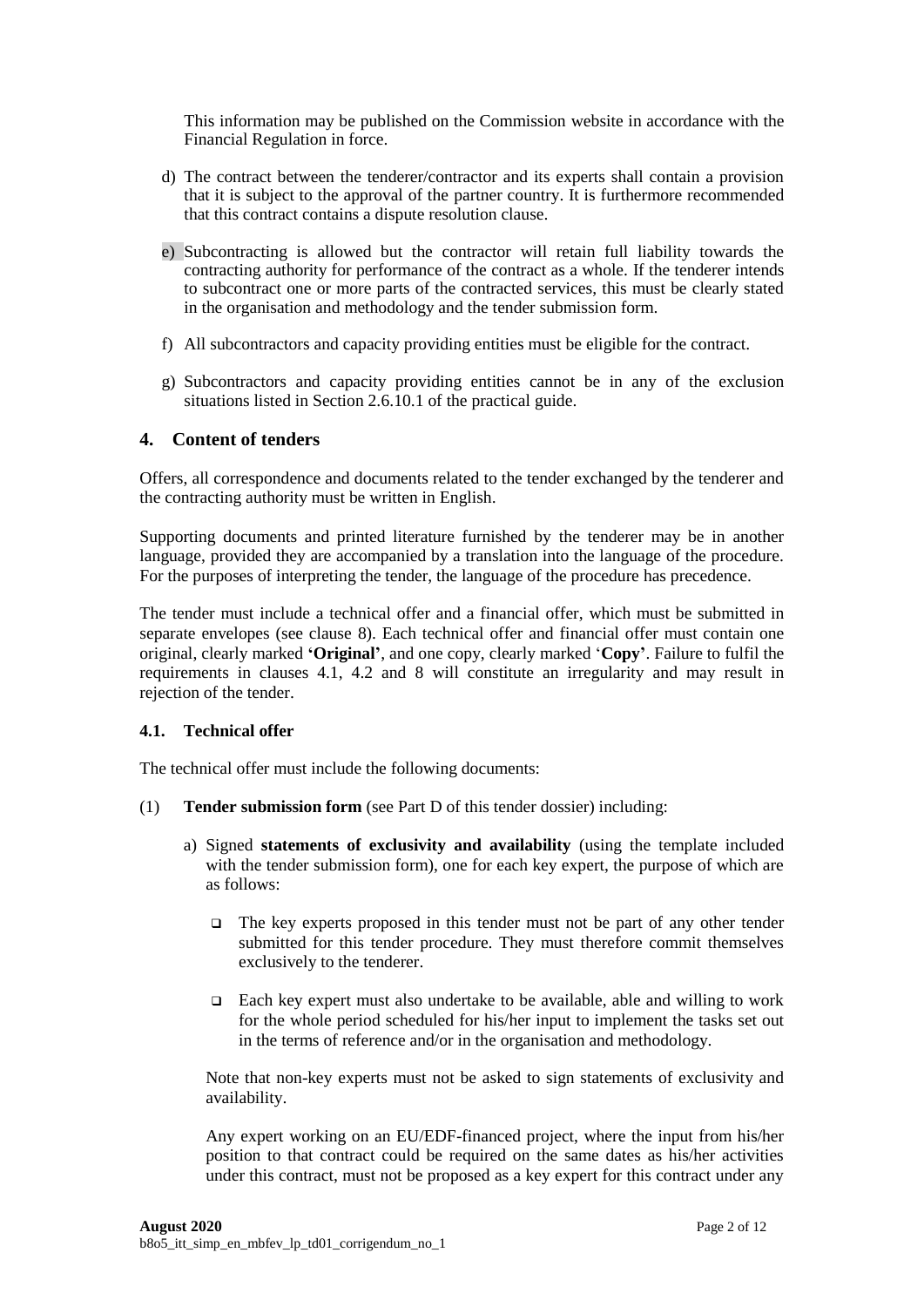This information may be published on the Commission website in accordance with the Financial Regulation in force.

d) The contract between the tenderer/contractor and its experts shall contain a provision that it is subject to the approval of the partner country. It is furthermore recommended that this contract contains a dispute resolution clause.

e) Subcontracting is allowed but the contractor will retain full liability towards the contracting authority for performance of the contract as a whole. If the tenderer intends to subcontract one or more parts of the contracted services, this must be clearly stated in the organisation and methodology and the tender submission form.

f) All subcontractors and capacity providing entities must be eligible for the contract.

g) Subcontractors and capacity providing entities cannot be in any of the exclusion situations listed in Section 2.6.10.1 of the practical guide.

## 4. Content of tenders

Offers, all correspondence and documents related to the tender exchanged by the tenderer and the contracting authority must be written in English.

Supporting documents and printed literature furnished by the tenderer may be in another language, provided they are accompanied by a translation into the language of the procedure. For the purposes of interpreting the tender, the language of the procedure has precedence.

The tender must include a technical offer and a financial offer, which must be submitted in separate envelopes (see clause 8). Each technical offer and financial offer must contain one original, clearly marked **'Original'**, and one copy, clearly marked '**Copy**'. Failure to fulfil the requirements in clauses 4.1, 4.2 and 8 will constitute an irregularity and may result in rejection of the tender.

### 4.1. Technical offer

The technical offer must include the following documents:

(1) **Tender submission form** (see Part D of this tender dossier) including:

a) Signed **statements of exclusivity and availability** (using the template included with the tender submission form), one for each key expert, the purpose of which are as follows:

- The key experts proposed in this tender must not be part of any other tender submitted for this tender procedure. They must therefore commit themselves exclusively to the tenderer.
- Each key expert must also undertake to be available, able and willing to work for the whole period scheduled for his/her input to implement the tasks set out in the terms of reference and/or in the organisation and methodology.

Note that non-key experts must not be asked to sign statements of exclusivity and availability.

Any expert working on an EU/EDF-financed project, where the input from his/her position to that contract could be required on the same dates as his/her activities under this contract, must not be proposed as a key expert for this contract under any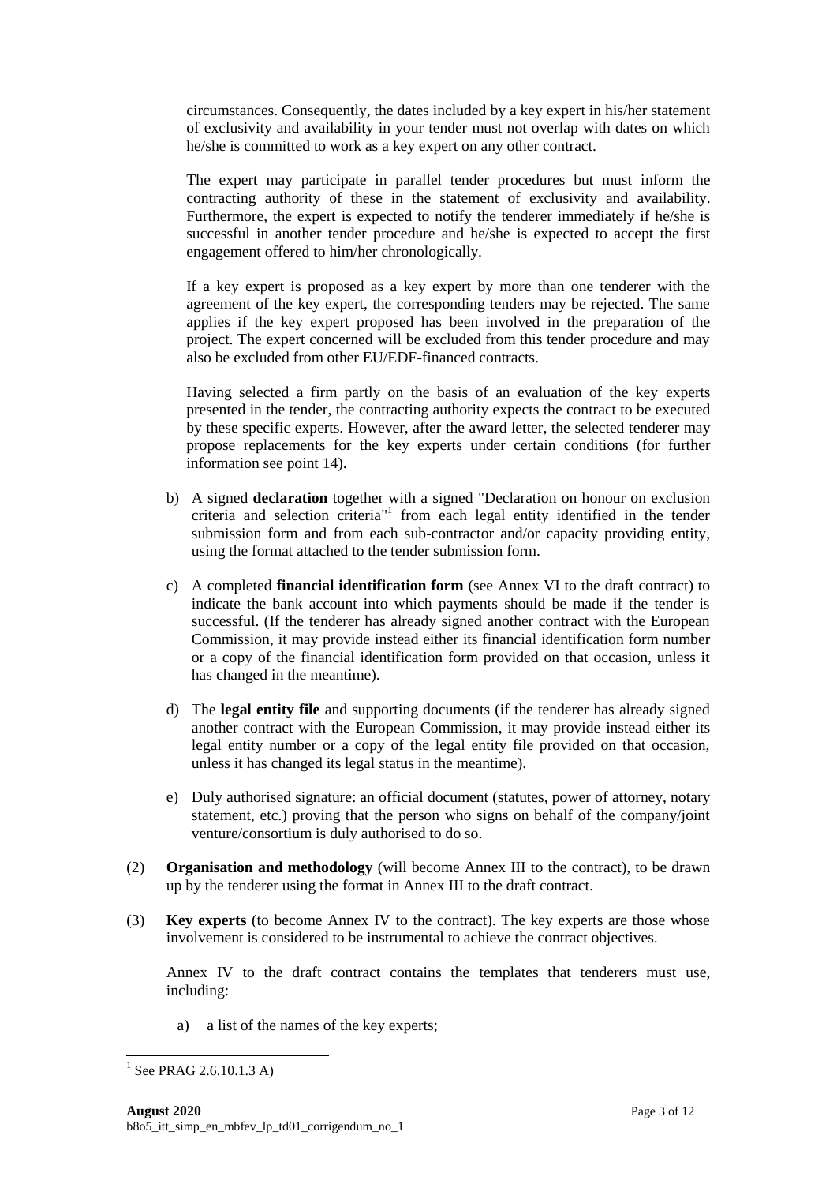circumstances. Consequently, the dates included by a key expert in his/her statement of exclusivity and availability in your tender must not overlap with dates on which he/she is committed to work as a key expert on any other contract.

The expert may participate in parallel tender procedures but must inform the contracting authority of these in the statement of exclusivity and availability. Furthermore, the expert is expected to notify the tenderer immediately if he/she is successful in another tender procedure and he/she is expected to accept the first engagement offered to him/her chronologically.

If a key expert is proposed as a key expert by more than one tenderer with the agreement of the key expert, the corresponding tenders may be rejected. The same applies if the key expert proposed has been involved in the preparation of the project. The expert concerned will be excluded from this tender procedure and may also be excluded from other EU/EDF-financed contracts.

Having selected a firm partly on the basis of an evaluation of the key experts presented in the tender, the contracting authority expects the contract to be executed by these specific experts. However, after the award letter, the selected tenderer may propose replacements for the key experts under certain conditions (for further information see point 14).

b) A signed **declaration** together with a signed "Declaration on honour on exclusion criteria and selection criteria"[1] from each legal entity identified in the tender submission form and from each sub-contractor and/or capacity providing entity, using the format attached to the tender submission form.

c) A completed **financial identification form** (see Annex VI to the draft contract) to indicate the bank account into which payments should be made if the tender is successful. (If the tenderer has already signed another contract with the European Commission, it may provide instead either its financial identification form number or a copy of the financial identification form provided on that occasion, unless it has changed in the meantime).

d) The **legal entity file** and supporting documents (if the tenderer has already signed another contract with the European Commission, it may provide instead either its legal entity number or a copy of the legal entity file provided on that occasion, unless it has changed its legal status in the meantime).

e) Duly authorised signature: an official document (statutes, power of attorney, notary statement, etc.) proving that the person who signs on behalf of the company/joint venture/consortium is duly authorised to do so.

(2) **Organisation and methodology** (will become Annex III to the contract), to be drawn up by the tenderer using the format in Annex III to the draft contract.

(3) **Key experts** (to become Annex IV to the contract). The key experts are those whose involvement is considered to be instrumental to achieve the contract objectives.

Annex IV to the draft contract contains the templates that tenderers must use, including:

a) a list of the names of the key experts;

[1] See PRAG 2.6.10.1.3 A)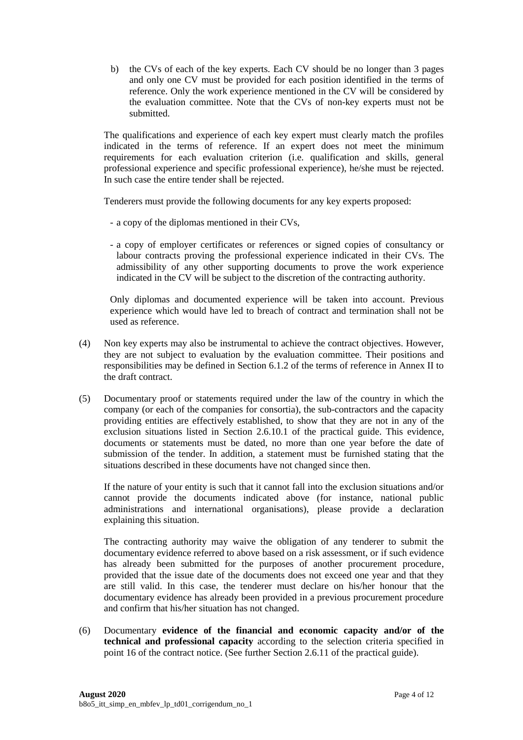b) the CVs of each of the key experts. Each CV should be no longer than 3 pages and only one CV must be provided for each position identified in the terms of reference. Only the work experience mentioned in the CV will be considered by the evaluation committee. Note that the CVs of non-key experts must not be submitted.

The qualifications and experience of each key expert must clearly match the profiles indicated in the terms of reference. If an expert does not meet the minimum requirements for each evaluation criterion (i.e. qualification and skills, general professional experience and specific professional experience), he/she must be rejected. In such case the entire tender shall be rejected.

Tenderers must provide the following documents for any key experts proposed:

- a copy of the diplomas mentioned in their CVs,
- a copy of employer certificates or references or signed copies of consultancy or labour contracts proving the professional experience indicated in their CVs. The admissibility of any other supporting documents to prove the work experience indicated in the CV will be subject to the discretion of the contracting authority.

Only diplomas and documented experience will be taken into account. Previous experience which would have led to breach of contract and termination shall not be used as reference.

(4) Non key experts may also be instrumental to achieve the contract objectives. However, they are not subject to evaluation by the evaluation committee. Their positions and responsibilities may be defined in Section 6.1.2 of the terms of reference in Annex II to the draft contract.

(5) Documentary proof or statements required under the law of the country in which the company (or each of the companies for consortia), the sub-contractors and the capacity providing entities are effectively established, to show that they are not in any of the exclusion situations listed in Section 2.6.10.1 of the practical guide. This evidence, documents or statements must be dated, no more than one year before the date of submission of the tender. In addition, a statement must be furnished stating that the situations described in these documents have not changed since then.

If the nature of your entity is such that it cannot fall into the exclusion situations and/or cannot provide the documents indicated above (for instance, national public administrations and international organisations), please provide a declaration explaining this situation.

The contracting authority may waive the obligation of any tenderer to submit the documentary evidence referred to above based on a risk assessment, or if such evidence has already been submitted for the purposes of another procurement procedure, provided that the issue date of the documents does not exceed one year and that they are still valid. In this case, the tenderer must declare on his/her honour that the documentary evidence has already been provided in a previous procurement procedure and confirm that his/her situation has not changed.

(6) Documentary **evidence of the financial and economic capacity and/or of the technical and professional capacity** according to the selection criteria specified in point 16 of the contract notice. (See further Section 2.6.11 of the practical guide).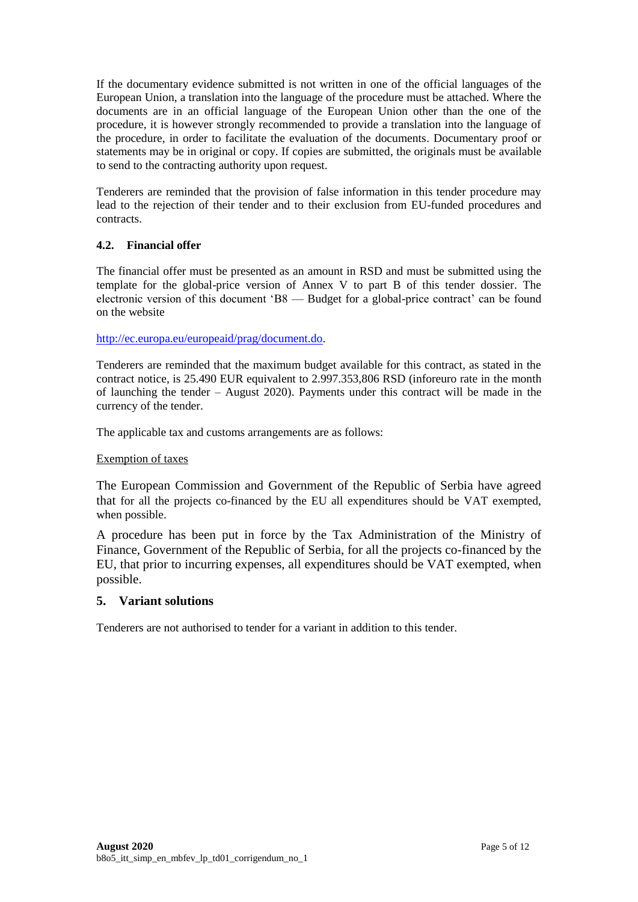If the documentary evidence submitted is not written in one of the official languages of the European Union, a translation into the language of the procedure must be attached. Where the documents are in an official language of the European Union other than the one of the procedure, it is however strongly recommended to provide a translation into the language of the procedure, in order to facilitate the evaluation of the documents. Documentary proof or statements may be in original or copy. If copies are submitted, the originals must be available to send to the contracting authority upon request.

Tenderers are reminded that the provision of false information in this tender procedure may lead to the rejection of their tender and to their exclusion from EU-funded procedures and contracts.

### 4.2. Financial offer

The financial offer must be presented as an amount in RSD and must be submitted using the template for the global-price version of Annex V to part B of this tender dossier. The electronic version of this document 'B8 — Budget for a global-price contract' can be found on the website

http://ec.europa.eu/europeaid/prag/document.do.

Tenderers are reminded that the maximum budget available for this contract, as stated in the contract notice, is 25.490 EUR equivalent to 2.997.353,806 RSD (inforeuro rate in the month of launching the tender – August 2020). Payments under this contract will be made in the currency of the tender.

The applicable tax and customs arrangements are as follows:

Exemption of taxes

The European Commission and Government of the Republic of Serbia have agreed that for all the projects co-financed by the EU all expenditures should be VAT exempted, when possible.

A procedure has been put in force by the Tax Administration of the Ministry of Finance, Government of the Republic of Serbia, for all the projects co-financed by the EU, that prior to incurring expenses, all expenditures should be VAT exempted, when possible.

## 5. Variant solutions

Tenderers are not authorised to tender for a variant in addition to this tender.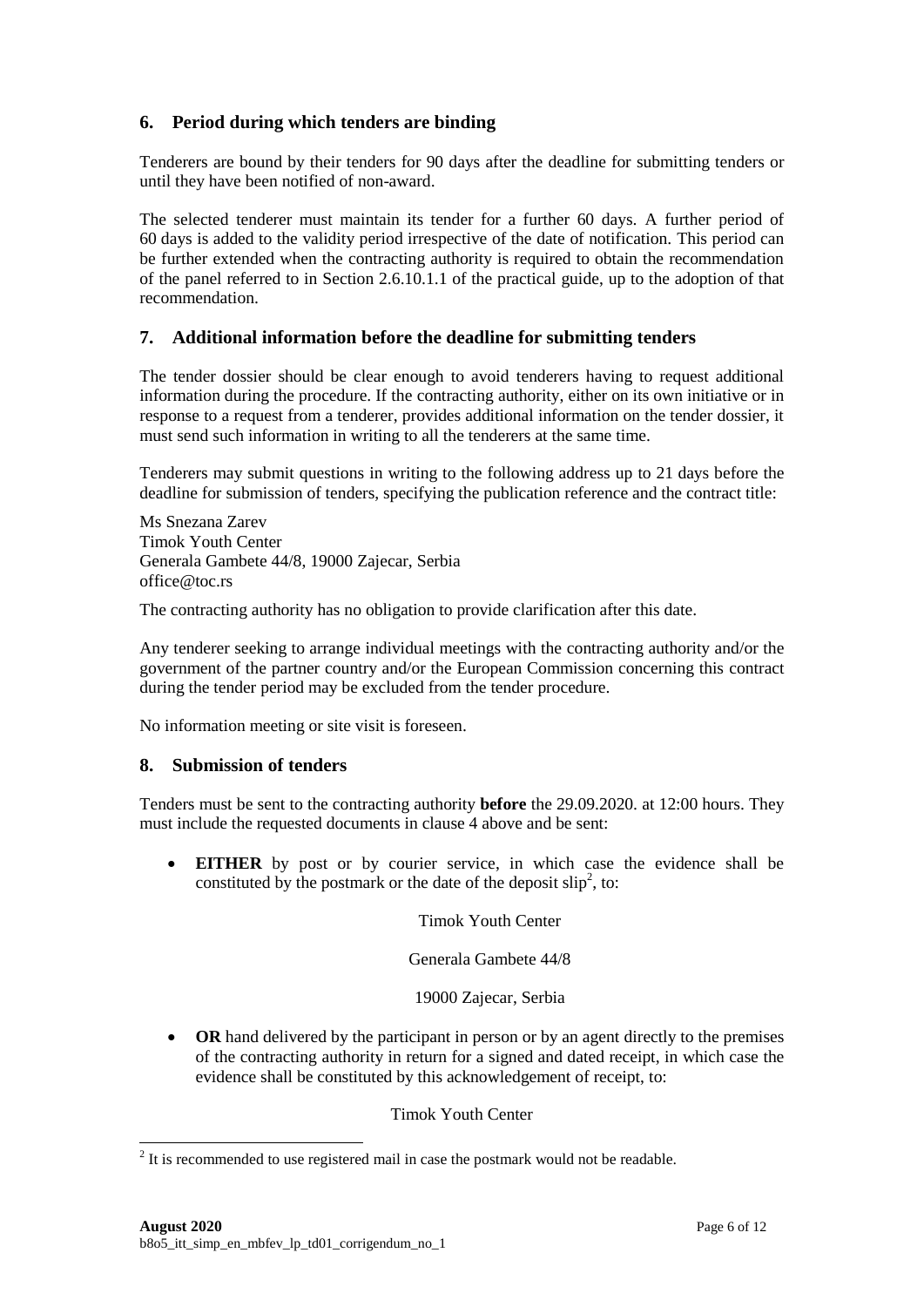## 6. Period during which tenders are binding

Tenderers are bound by their tenders for 90 days after the deadline for submitting tenders or until they have been notified of non-award.

The selected tenderer must maintain its tender for a further 60 days. A further period of 60 days is added to the validity period irrespective of the date of notification. This period can be further extended when the contracting authority is required to obtain the recommendation of the panel referred to in Section 2.6.10.1.1 of the practical guide, up to the adoption of that recommendation.

## 7. Additional information before the deadline for submitting tenders

The tender dossier should be clear enough to avoid tenderers having to request additional information during the procedure. If the contracting authority, either on its own initiative or in response to a request from a tenderer, provides additional information on the tender dossier, it must send such information in writing to all the tenderers at the same time.

Tenderers may submit questions in writing to the following address up to 21 days before the deadline for submission of tenders, specifying the publication reference and the contract title:

Ms Snezana Zarev
Timok Youth Center
Generala Gambete 44/8, 19000 Zajecar, Serbia
office@toc.rs

The contracting authority has no obligation to provide clarification after this date.

Any tenderer seeking to arrange individual meetings with the contracting authority and/or the government of the partner country and/or the European Commission concerning this contract during the tender period may be excluded from the tender procedure.

No information meeting or site visit is foreseen.

## 8. Submission of tenders

Tenders must be sent to the contracting authority **before** the 29.09.2020. at 12:00 hours. They must include the requested documents in clause 4 above and be sent:

- **EITHER** by post or by courier service, in which case the evidence shall be constituted by the postmark or the date of the deposit slip[2], to:

  Timok Youth Center

  Generala Gambete 44/8

  19000 Zajecar, Serbia

- **OR** hand delivered by the participant in person or by an agent directly to the premises of the contracting authority in return for a signed and dated receipt, in which case the evidence shall be constituted by this acknowledgement of receipt, to:

  Timok Youth Center

[2] It is recommended to use registered mail in case the postmark would not be readable.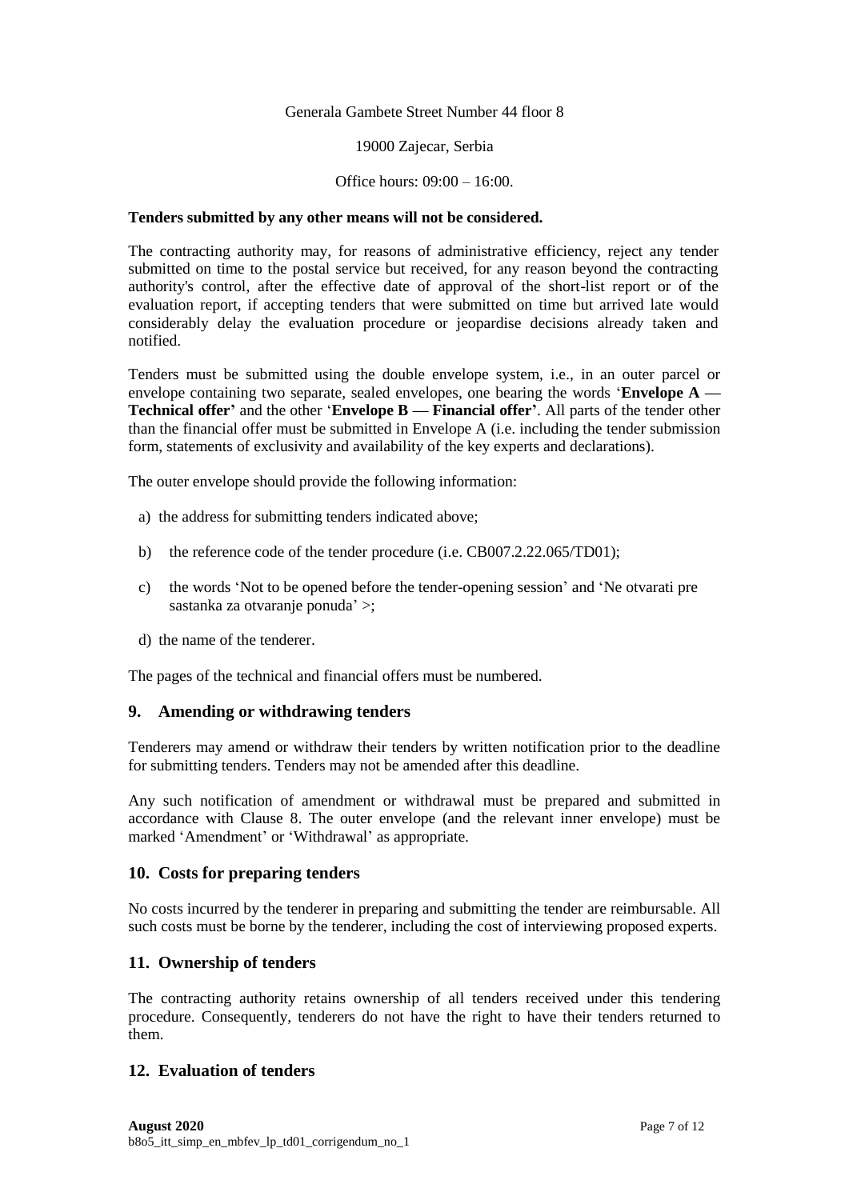Generala Gambete Street Number 44 floor 8

19000 Zajecar, Serbia

Office hours: 09:00 – 16:00.

**Tenders submitted by any other means will not be considered.**

The contracting authority may, for reasons of administrative efficiency, reject any tender submitted on time to the postal service but received, for any reason beyond the contracting authority's control, after the effective date of approval of the short-list report or of the evaluation report, if accepting tenders that were submitted on time but arrived late would considerably delay the evaluation procedure or jeopardise decisions already taken and notified.

Tenders must be submitted using the double envelope system, i.e., in an outer parcel or envelope containing two separate, sealed envelopes, one bearing the words '**Envelope A — Technical offer'** and the other '**Envelope B — Financial offer'**. All parts of the tender other than the financial offer must be submitted in Envelope A (i.e. including the tender submission form, statements of exclusivity and availability of the key experts and declarations).

The outer envelope should provide the following information:

a) the address for submitting tenders indicated above;

b) the reference code of the tender procedure (i.e. CB007.2.22.065/TD01);

c) the words 'Not to be opened before the tender-opening session' and 'Ne otvarati pre sastanka za otvaranje ponuda' >;

d) the name of the tenderer.

The pages of the technical and financial offers must be numbered.

## 9. Amending or withdrawing tenders

Tenderers may amend or withdraw their tenders by written notification prior to the deadline for submitting tenders. Tenders may not be amended after this deadline.

Any such notification of amendment or withdrawal must be prepared and submitted in accordance with Clause 8. The outer envelope (and the relevant inner envelope) must be marked 'Amendment' or 'Withdrawal' as appropriate.

## 10. Costs for preparing tenders

No costs incurred by the tenderer in preparing and submitting the tender are reimbursable. All such costs must be borne by the tenderer, including the cost of interviewing proposed experts.

## 11. Ownership of tenders

The contracting authority retains ownership of all tenders received under this tendering procedure. Consequently, tenderers do not have the right to have their tenders returned to them.

## 12. Evaluation of tenders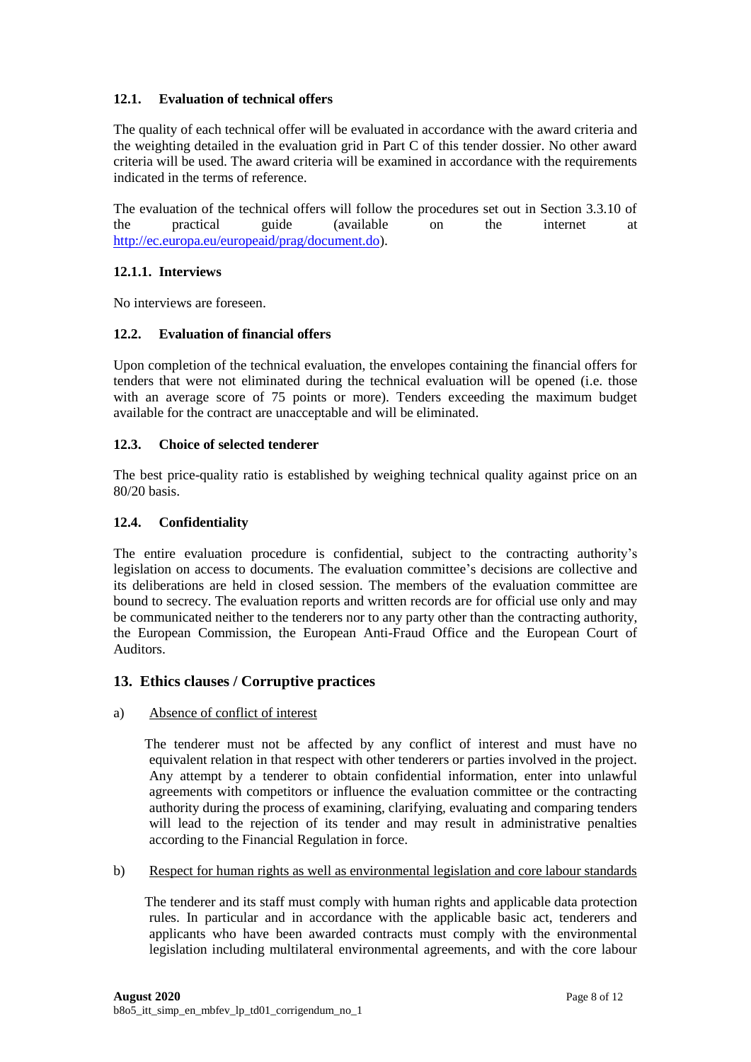### 12.1. Evaluation of technical offers

The quality of each technical offer will be evaluated in accordance with the award criteria and the weighting detailed in the evaluation grid in Part C of this tender dossier. No other award criteria will be used. The award criteria will be examined in accordance with the requirements indicated in the terms of reference.

The evaluation of the technical offers will follow the procedures set out in Section 3.3.10 of the practical guide (available on the internet at http://ec.europa.eu/europeaid/prag/document.do).

#### 12.1.1. Interviews

No interviews are foreseen.

### 12.2. Evaluation of financial offers

Upon completion of the technical evaluation, the envelopes containing the financial offers for tenders that were not eliminated during the technical evaluation will be opened (i.e. those with an average score of 75 points or more). Tenders exceeding the maximum budget available for the contract are unacceptable and will be eliminated.

### 12.3. Choice of selected tenderer

The best price-quality ratio is established by weighing technical quality against price on an 80/20 basis.

### 12.4. Confidentiality

The entire evaluation procedure is confidential, subject to the contracting authority's legislation on access to documents. The evaluation committee's decisions are collective and its deliberations are held in closed session. The members of the evaluation committee are bound to secrecy. The evaluation reports and written records are for official use only and may be communicated neither to the tenderers nor to any party other than the contracting authority, the European Commission, the European Anti-Fraud Office and the European Court of Auditors.

## 13. Ethics clauses / Corruptive practices

a) Absence of conflict of interest

The tenderer must not be affected by any conflict of interest and must have no equivalent relation in that respect with other tenderers or parties involved in the project. Any attempt by a tenderer to obtain confidential information, enter into unlawful agreements with competitors or influence the evaluation committee or the contracting authority during the process of examining, clarifying, evaluating and comparing tenders will lead to the rejection of its tender and may result in administrative penalties according to the Financial Regulation in force.

b) Respect for human rights as well as environmental legislation and core labour standards

The tenderer and its staff must comply with human rights and applicable data protection rules. In particular and in accordance with the applicable basic act, tenderers and applicants who have been awarded contracts must comply with the environmental legislation including multilateral environmental agreements, and with the core labour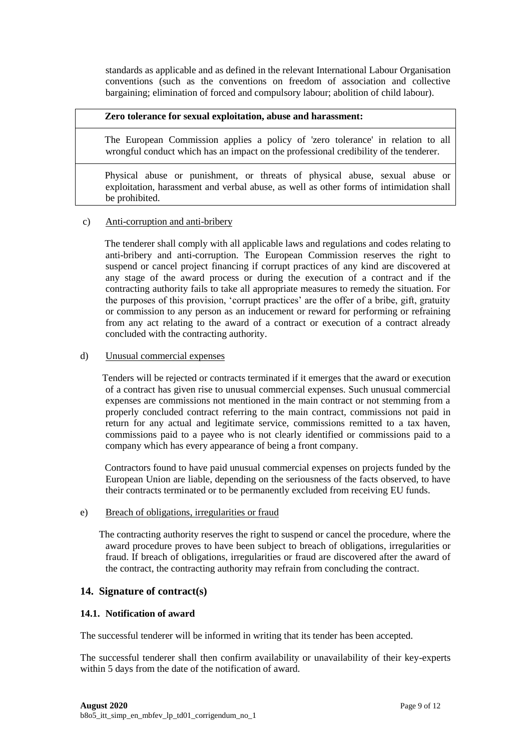standards as applicable and as defined in the relevant International Labour Organisation conventions (such as the conventions on freedom of association and collective bargaining; elimination of forced and compulsory labour; abolition of child labour).

| **Zero tolerance for sexual exploitation, abuse and harassment:** |
| --- |
| The European Commission applies a policy of 'zero tolerance' in relation to all wrongful conduct which has an impact on the professional credibility of the tenderer. |
| Physical abuse or punishment, or threats of physical abuse, sexual abuse or exploitation, harassment and verbal abuse, as well as other forms of intimidation shall be prohibited. |

c) Anti-corruption and anti-bribery

The tenderer shall comply with all applicable laws and regulations and codes relating to anti-bribery and anti-corruption. The European Commission reserves the right to suspend or cancel project financing if corrupt practices of any kind are discovered at any stage of the award process or during the execution of a contract and if the contracting authority fails to take all appropriate measures to remedy the situation. For the purposes of this provision, 'corrupt practices' are the offer of a bribe, gift, gratuity or commission to any person as an inducement or reward for performing or refraining from any act relating to the award of a contract or execution of a contract already concluded with the contracting authority.

d) Unusual commercial expenses

Tenders will be rejected or contracts terminated if it emerges that the award or execution of a contract has given rise to unusual commercial expenses. Such unusual commercial expenses are commissions not mentioned in the main contract or not stemming from a properly concluded contract referring to the main contract, commissions not paid in return for any actual and legitimate service, commissions remitted to a tax haven, commissions paid to a payee who is not clearly identified or commissions paid to a company which has every appearance of being a front company.

Contractors found to have paid unusual commercial expenses on projects funded by the European Union are liable, depending on the seriousness of the facts observed, to have their contracts terminated or to be permanently excluded from receiving EU funds.

e) Breach of obligations, irregularities or fraud

The contracting authority reserves the right to suspend or cancel the procedure, where the award procedure proves to have been subject to breach of obligations, irregularities or fraud. If breach of obligations, irregularities or fraud are discovered after the award of the contract, the contracting authority may refrain from concluding the contract.

## 14. Signature of contract(s)

### 14.1. Notification of award

The successful tenderer will be informed in writing that its tender has been accepted.

The successful tenderer shall then confirm availability or unavailability of their key-experts within 5 days from the date of the notification of award.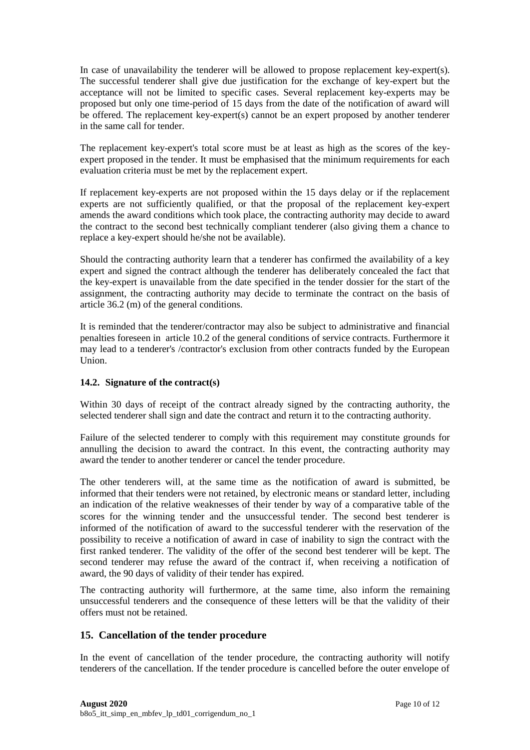In case of unavailability the tenderer will be allowed to propose replacement key-expert(s). The successful tenderer shall give due justification for the exchange of key-expert but the acceptance will not be limited to specific cases. Several replacement key-experts may be proposed but only one time-period of 15 days from the date of the notification of award will be offered. The replacement key-expert(s) cannot be an expert proposed by another tenderer in the same call for tender.

The replacement key-expert's total score must be at least as high as the scores of the key-expert proposed in the tender. It must be emphasised that the minimum requirements for each evaluation criteria must be met by the replacement expert.

If replacement key-experts are not proposed within the 15 days delay or if the replacement experts are not sufficiently qualified, or that the proposal of the replacement key-expert amends the award conditions which took place, the contracting authority may decide to award the contract to the second best technically compliant tenderer (also giving them a chance to replace a key-expert should he/she not be available).

Should the contracting authority learn that a tenderer has confirmed the availability of a key expert and signed the contract although the tenderer has deliberately concealed the fact that the key-expert is unavailable from the date specified in the tender dossier for the start of the assignment, the contracting authority may decide to terminate the contract on the basis of article 36.2 (m) of the general conditions.

It is reminded that the tenderer/contractor may also be subject to administrative and financial penalties foreseen in article 10.2 of the general conditions of service contracts. Furthermore it may lead to a tenderer's /contractor's exclusion from other contracts funded by the European Union.

### 14.2. Signature of the contract(s)

Within 30 days of receipt of the contract already signed by the contracting authority, the selected tenderer shall sign and date the contract and return it to the contracting authority.

Failure of the selected tenderer to comply with this requirement may constitute grounds for annulling the decision to award the contract. In this event, the contracting authority may award the tender to another tenderer or cancel the tender procedure.

The other tenderers will, at the same time as the notification of award is submitted, be informed that their tenders were not retained, by electronic means or standard letter, including an indication of the relative weaknesses of their tender by way of a comparative table of the scores for the winning tender and the unsuccessful tender. The second best tenderer is informed of the notification of award to the successful tenderer with the reservation of the possibility to receive a notification of award in case of inability to sign the contract with the first ranked tenderer. The validity of the offer of the second best tenderer will be kept. The second tenderer may refuse the award of the contract if, when receiving a notification of award, the 90 days of validity of their tender has expired.

The contracting authority will furthermore, at the same time, also inform the remaining unsuccessful tenderers and the consequence of these letters will be that the validity of their offers must not be retained.

## 15. Cancellation of the tender procedure

In the event of cancellation of the tender procedure, the contracting authority will notify tenderers of the cancellation. If the tender procedure is cancelled before the outer envelope of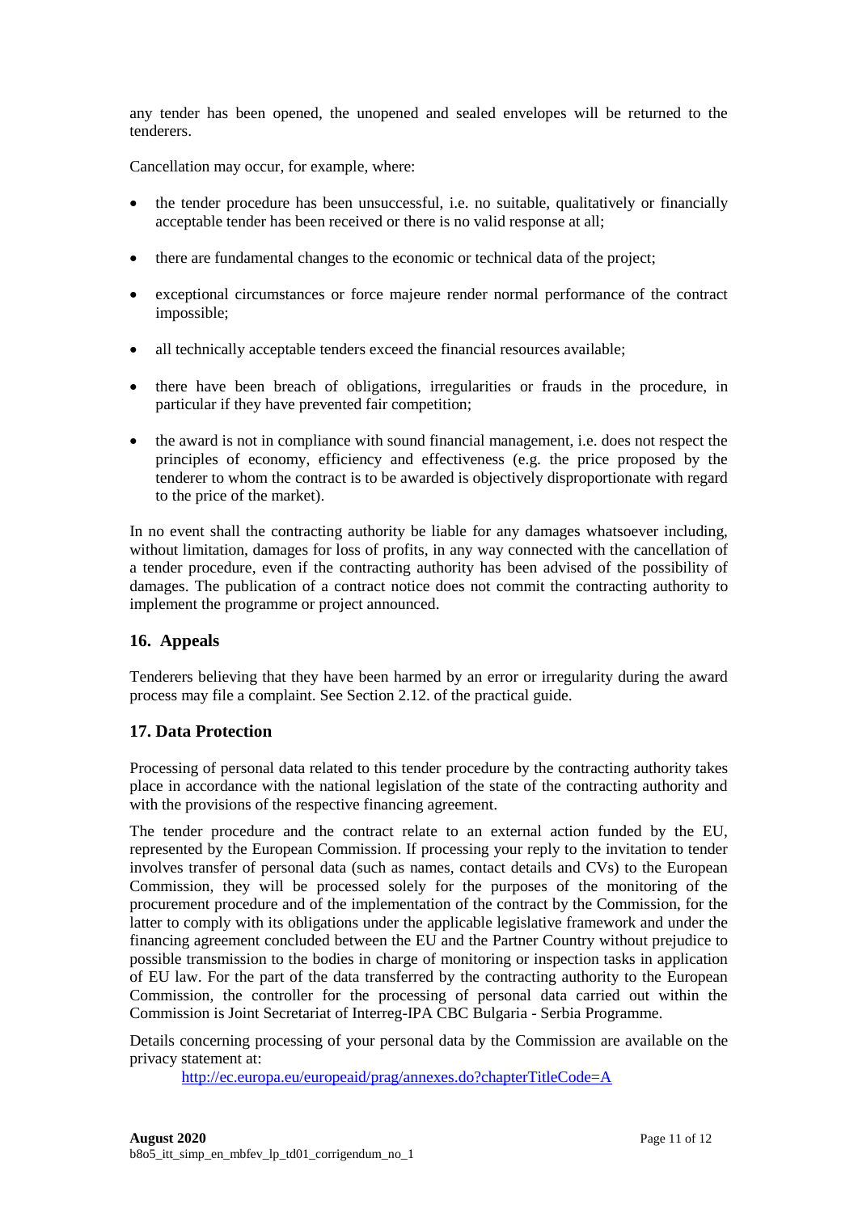any tender has been opened, the unopened and sealed envelopes will be returned to the tenderers.

Cancellation may occur, for example, where:

- the tender procedure has been unsuccessful, i.e. no suitable, qualitatively or financially acceptable tender has been received or there is no valid response at all;
- there are fundamental changes to the economic or technical data of the project;
- exceptional circumstances or force majeure render normal performance of the contract impossible;
- all technically acceptable tenders exceed the financial resources available;
- there have been breach of obligations, irregularities or frauds in the procedure, in particular if they have prevented fair competition;
- the award is not in compliance with sound financial management, i.e. does not respect the principles of economy, efficiency and effectiveness (e.g. the price proposed by the tenderer to whom the contract is to be awarded is objectively disproportionate with regard to the price of the market).

In no event shall the contracting authority be liable for any damages whatsoever including, without limitation, damages for loss of profits, in any way connected with the cancellation of a tender procedure, even if the contracting authority has been advised of the possibility of damages. The publication of a contract notice does not commit the contracting authority to implement the programme or project announced.

## 16. Appeals

Tenderers believing that they have been harmed by an error or irregularity during the award process may file a complaint. See Section 2.12. of the practical guide.

## 17. Data Protection

Processing of personal data related to this tender procedure by the contracting authority takes place in accordance with the national legislation of the state of the contracting authority and with the provisions of the respective financing agreement.

The tender procedure and the contract relate to an external action funded by the EU, represented by the European Commission. If processing your reply to the invitation to tender involves transfer of personal data (such as names, contact details and CVs) to the European Commission, they will be processed solely for the purposes of the monitoring of the procurement procedure and of the implementation of the contract by the Commission, for the latter to comply with its obligations under the applicable legislative framework and under the financing agreement concluded between the EU and the Partner Country without prejudice to possible transmission to the bodies in charge of monitoring or inspection tasks in application of EU law. For the part of the data transferred by the contracting authority to the European Commission, the controller for the processing of personal data carried out within the Commission is Joint Secretariat of Interreg-IPA CBC Bulgaria - Serbia Programme.

Details concerning processing of your personal data by the Commission are available on the privacy statement at:

http://ec.europa.eu/europeaid/prag/annexes.do?chapterTitleCode=A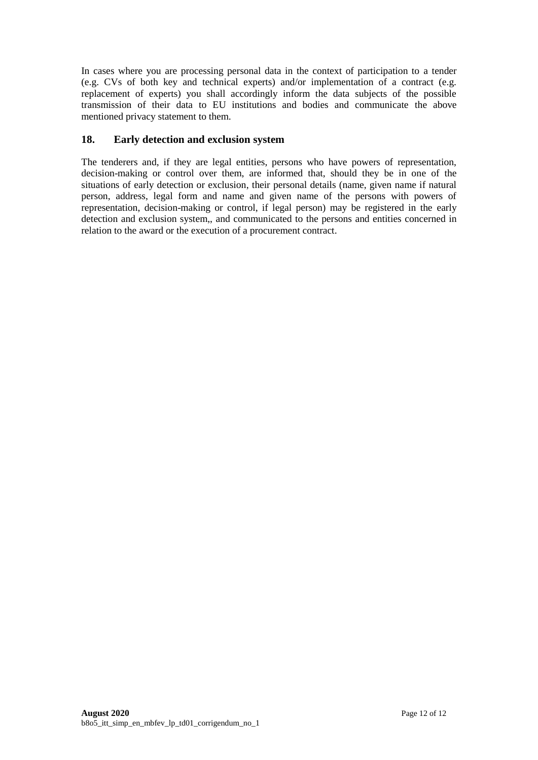In cases where you are processing personal data in the context of participation to a tender (e.g. CVs of both key and technical experts) and/or implementation of a contract (e.g. replacement of experts) you shall accordingly inform the data subjects of the possible transmission of their data to EU institutions and bodies and communicate the above mentioned privacy statement to them.

## 18. Early detection and exclusion system

The tenderers and, if they are legal entities, persons who have powers of representation, decision-making or control over them, are informed that, should they be in one of the situations of early detection or exclusion, their personal details (name, given name if natural person, address, legal form and name and given name of the persons with powers of representation, decision-making or control, if legal person) may be registered in the early detection and exclusion system,, and communicated to the persons and entities concerned in relation to the award or the execution of a procurement contract.